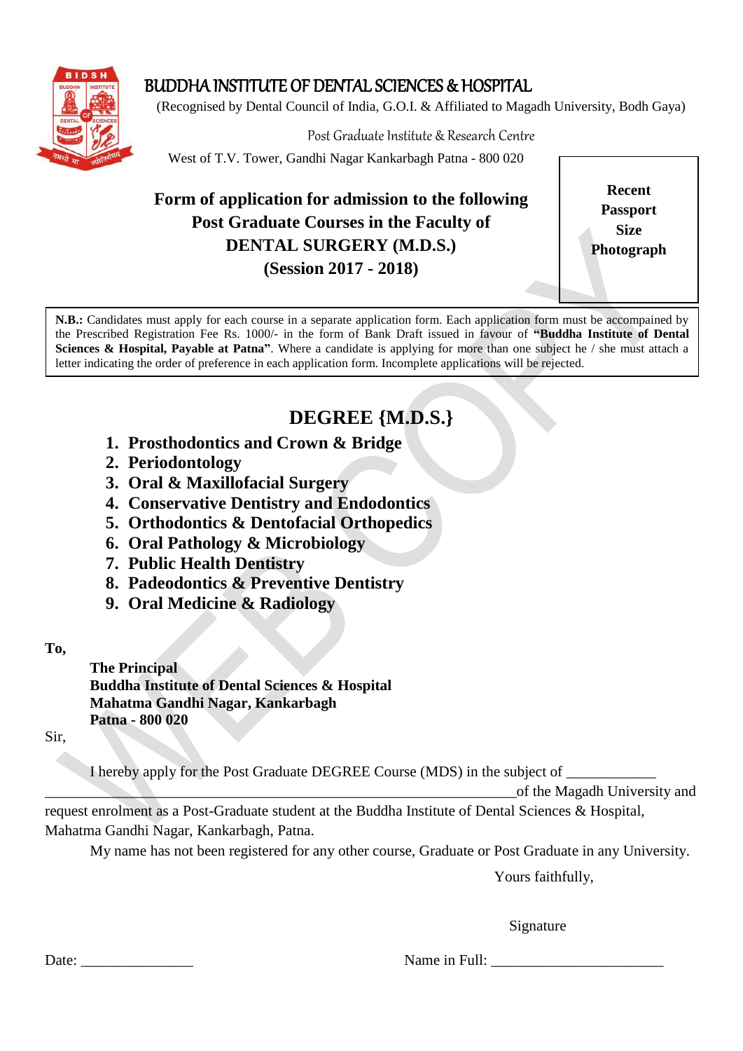# BUDDHA INSTITUTE OF DENTAL SCIENCES & HOSPITAL

(Recognised by Dental Council of India, G.O.I. & Affiliated to Magadh University, Bodh Gaya)

Post Graduate Institute & Research Centre

West of T.V. Tower, Gandhi Nagar Kankarbagh Patna - 800 020

**Recent Passport Size Photograph**

## Form of application for admission to the following Post Graduate Courses in the Faculty of DENTAL SURGERY (M.D.S.) (Session 2017 - 2018)

**N.B.:** Candidates must apply for each course in a separate application form. Each application form must be accompained by the Prescribed Registration Fee Rs. 1000/- in the form of Bank Draft issued in favour of **"Buddha Institute of Dental Sciences & Hospital, Payable at Patna"**. Where a candidate is applying for more than one subject he / she must attach a letter indicating the order of preference in each application form. Incomplete applications will be rejected.

## DEGREE {M.D.S.}

1. **Prosthodontics and Crown & Bridge**
2. **Periodontology**
3. **Oral & Maxillofacial Surgery**
4. **Conservative Dentistry and Endodontics**
5. **Orthodontics & Dentofacial Orthopedics**
6. **Oral Pathology & Microbiology**
7. **Public Health Dentistry**
8. **Padeodontics & Preventive Dentistry**
9. **Oral Medicine & Radiology**

**To,**

**The Principal**
**Buddha Institute of Dental Sciences & Hospital**
**Mahatma Gandhi Nagar, Kankarbagh**
**Patna - 800 020**

Sir,

I hereby apply for the Post Graduate DEGREE Course (MDS) in the subject of ____________ _____________________________________________________________________of the Magadh University and request enrolment as a Post-Graduate student at the Buddha Institute of Dental Sciences & Hospital, Mahatma Gandhi Nagar, Kankarbagh, Patna.

My name has not been registered for any other course, Graduate or Post Graduate in any University.

Yours faithfully,

Signature

Date: _______________ Name in Full: _______________________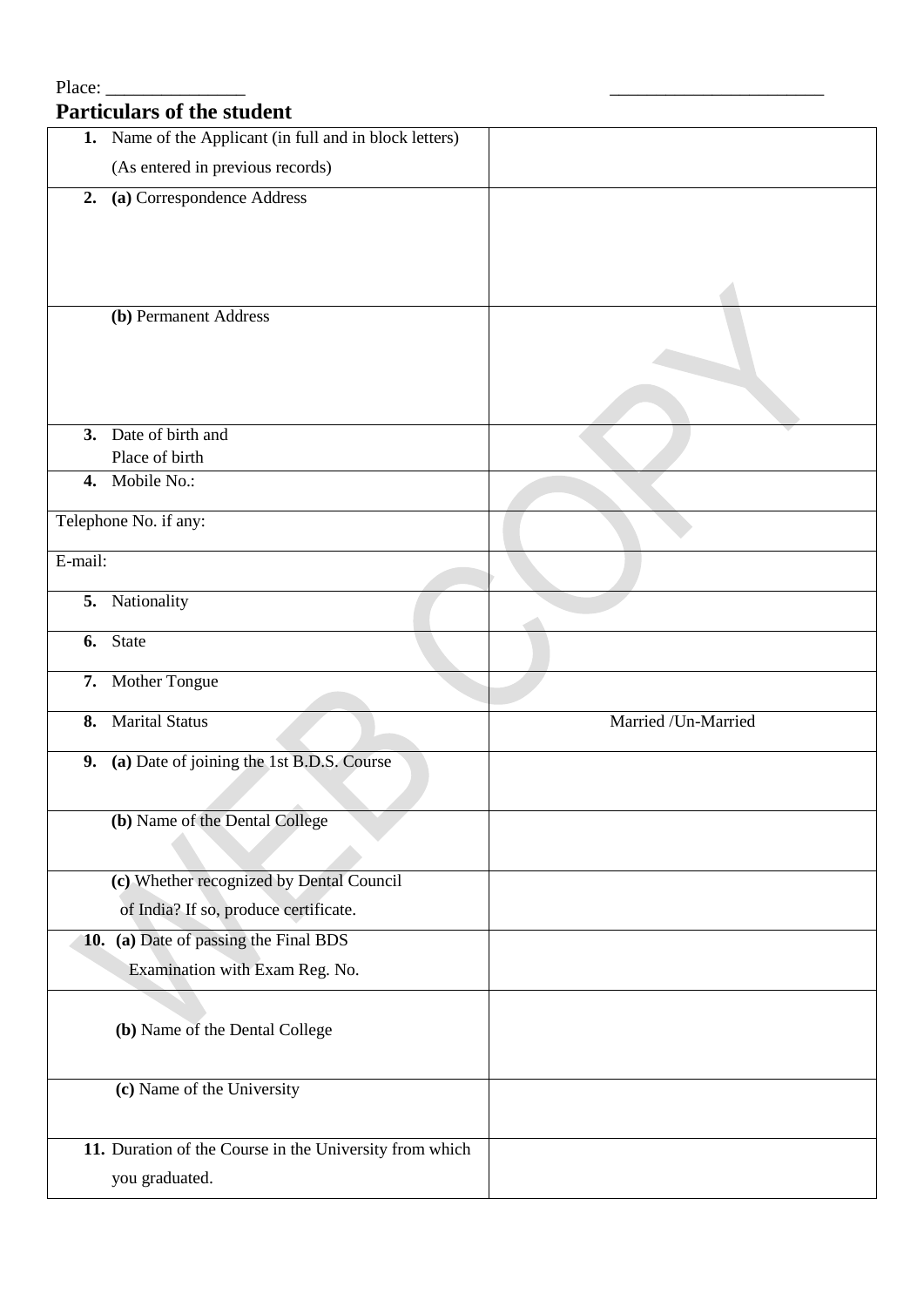Place: _______________ ________________________

## Particulars of the student

| | |
|---|---|
| **1.** Name of the Applicant (in full and in block letters) (As entered in previous records) | |
| **2.** **(a)** Correspondence Address | |
| **(b)** Permanent Address | |
| **3.** Date of birth and Place of birth | |
| **4.** Mobile No.: | |
| Telephone No. if any: | |
| E-mail: | |
| **5.** Nationality | |
| **6.** State | |
| **7.** Mother Tongue | |
| **8.** Marital Status | Married /Un-Married |
| **9.** **(a)** Date of joining the 1st B.D.S. Course | |
| **(b)** Name of the Dental College | |
| **(c)** Whether recognized by Dental Council of India? If so, produce certificate. | |
| **10.** **(a)** Date of passing the Final BDS Examination with Exam Reg. No. | |
| **(b)** Name of the Dental College | |
| **(c)** Name of the University | |
| **11.** Duration of the Course in the University from which you graduated. | |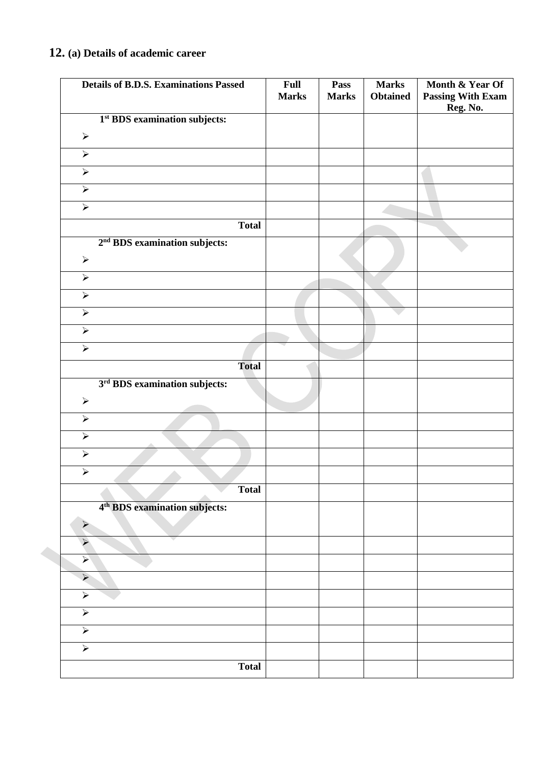## 12. (a) Details of academic career

| Details of B.D.S. Examinations Passed | Full Marks | Pass Marks | Marks Obtained | Month & Year Of Passing With Exam Reg. No. |
|---|---|---|---|---|
| **1st BDS examination subjects:** ➢ | | | | |
| ➢ | | | | |
| ➢ | | | | |
| ➢ | | | | |
| ➢ | | | | |
| **Total** | | | | |
| **2nd BDS examination subjects:** ➢ | | | | |
| ➢ | | | | |
| ➢ | | | | |
| ➢ | | | | |
| ➢ | | | | |
| ➢ | | | | |
| **Total** | | | | |
| **3rd BDS examination subjects:** ➢ | | | | |
| ➢ | | | | |
| ➢ | | | | |
| ➢ | | | | |
| ➢ | | | | |
| **Total** | | | | |
| **4th BDS examination subjects:** ➢ | | | | |
| ➢ | | | | |
| ➢ | | | | |
| ➢ | | | | |
| ➢ | | | | |
| ➢ | | | | |
| ➢ | | | | |
| ➢ | | | | |
| **Total** | | | | |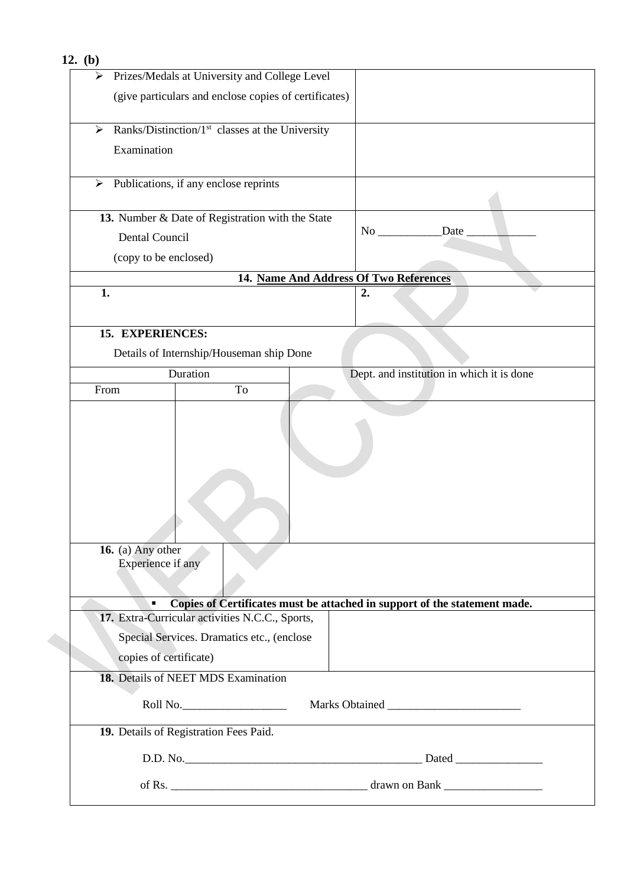**12. (b)**

| | |
|---|---|
| ➢ Prizes/Medals at University and College Level (give particulars and enclose copies of certificates) | |
| ➢ Ranks/Distinction/1st classes at the University Examination | |
| ➢ Publications, if any enclose reprints | |
| **13.** Number & Date of Registration with the State Dental Council (copy to be enclosed) | No ___________Date ____________ |

**14. Name And Address Of Two References**

| | |
|---|---|
| **1.** | **2.** |

**15. EXPERIENCES:**

Details of Internship/Houseman ship Done

| Duration | | Dept. and institution in which it is done |
|---|---|---|
| From | To | |
| | | |

| | |
|---|---|
| **16.** (a) Any other Experience if any | |

- **Copies of Certificates must be attached in support of the statement made.**

| | |
|---|---|
| **17.** Extra-Curricular activities N.C.C., Sports, Special Services. Dramatics etc., (enclose copies of certificate) | |

**18.** Details of NEET MDS Examination

Roll No.__________________ Marks Obtained _______________________

**19.** Details of Registration Fees Paid.

D.D. No.__________________________________________ Dated _______________

of Rs. __________________________________ drawn on Bank _________________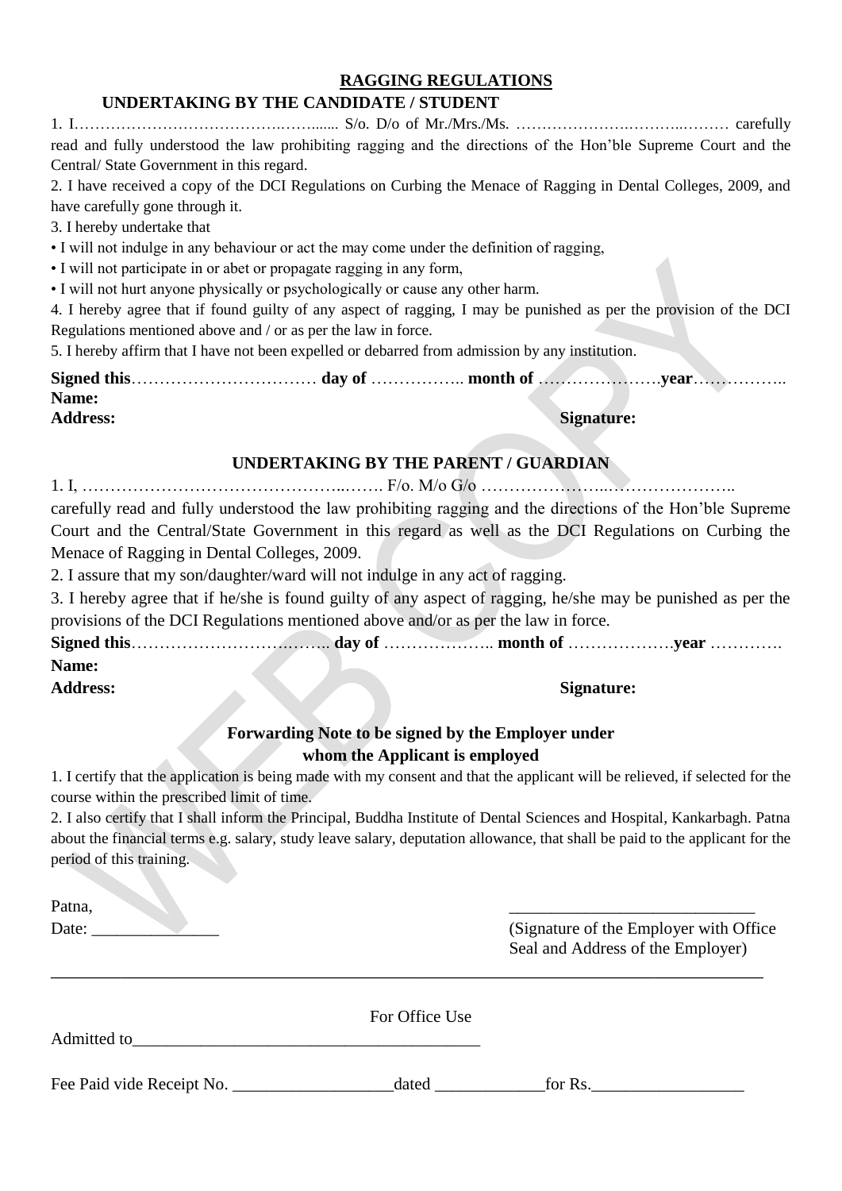## RAGGING REGULATIONS

### UNDERTAKING BY THE CANDIDATE / STUDENT

1. I…………………………………..……...... S/o. D/o of Mr./Mrs./Ms. …………………..……..……… carefully read and fully understood the law prohibiting ragging and the directions of the Hon'ble Supreme Court and the Central/ State Government in this regard.
2. I have received a copy of the DCI Regulations on Curbing the Menace of Ragging in Dental Colleges, 2009, and have carefully gone through it.
3. I hereby undertake that

• I will not indulge in any behaviour or act the may come under the definition of ragging,
• I will not participate in or abet or propagate ragging in any form,
• I will not hurt anyone physically or psychologically or cause any other harm.

4. I hereby agree that if found guilty of any aspect of ragging, I may be punished as per the provision of the DCI Regulations mentioned above and / or as per the law in force.
5. I hereby affirm that I have not been expelled or debarred from admission by any institution.

**Signed this**…………………………… **day of** …………….. **month of** ………………….**year**……………..
**Name:**
**Address:** **Signature:**

### UNDERTAKING BY THE PARENT / GUARDIAN

1. I, ………………………………………..……. F/o. M/o G/o …………………..…………………..
carefully read and fully understood the law prohibiting ragging and the directions of the Hon'ble Supreme Court and the Central/State Government in this regard as well as the DCI Regulations on Curbing the Menace of Ragging in Dental Colleges, 2009.
2. I assure that my son/daughter/ward will not indulge in any act of ragging.
3. I hereby agree that if he/she is found guilty of any aspect of ragging, he/she may be punished as per the provisions of the DCI Regulations mentioned above and/or as per the law in force.

**Signed this**……………………….…….. **day of** ……………….. **month of** ……………….**year** ………….
**Name:**
**Address:** **Signature:**

### Forwarding Note to be signed by the Employer under whom the Applicant is employed

1. I certify that the application is being made with my consent and that the applicant will be relieved, if selected for the course within the prescribed limit of time.
2. I also certify that I shall inform the Principal, Buddha Institute of Dental Sciences and Hospital, Kankarbagh. Patna about the financial terms e.g. salary, study leave salary, deputation allowance, that shall be paid to the applicant for the period of this training.

Patna,
Date: _______________

_____________________________
(Signature of the Employer with Office Seal and Address of the Employer)

---

For Office Use

Admitted to__________________________________________

Fee Paid vide Receipt No. ___________________dated _____________for Rs.__________________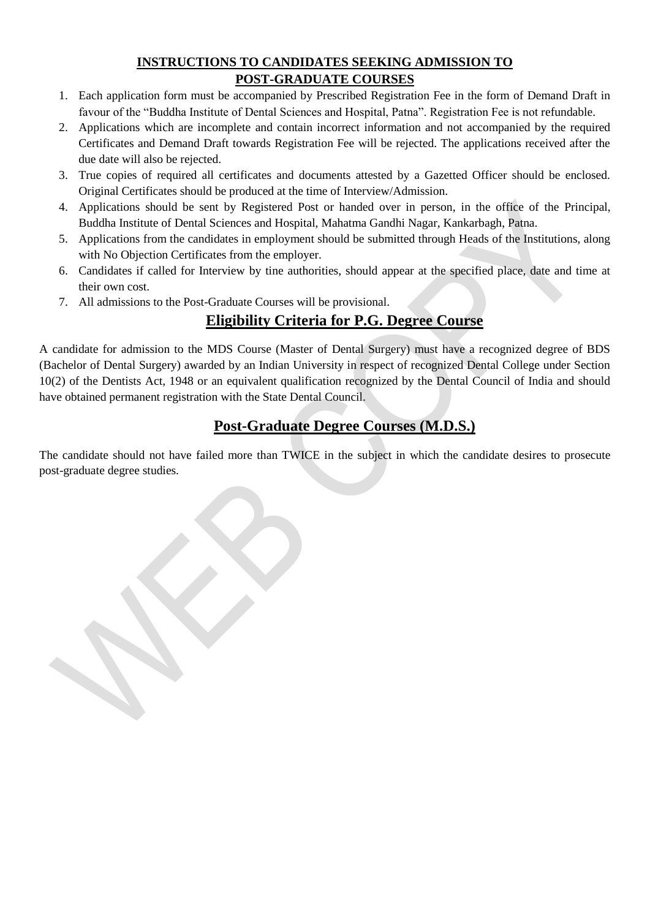# INSTRUCTIONS TO CANDIDATES SEEKING ADMISSION TO POST-GRADUATE COURSES

1. Each application form must be accompanied by Prescribed Registration Fee in the form of Demand Draft in favour of the "Buddha Institute of Dental Sciences and Hospital, Patna". Registration Fee is not refundable.
2. Applications which are incomplete and contain incorrect information and not accompanied by the required Certificates and Demand Draft towards Registration Fee will be rejected. The applications received after the due date will also be rejected.
3. True copies of required all certificates and documents attested by a Gazetted Officer should be enclosed. Original Certificates should be produced at the time of Interview/Admission.
4. Applications should be sent by Registered Post or handed over in person, in the office of the Principal, Buddha Institute of Dental Sciences and Hospital, Mahatma Gandhi Nagar, Kankarbagh, Patna.
5. Applications from the candidates in employment should be submitted through Heads of the Institutions, along with No Objection Certificates from the employer.
6. Candidates if called for Interview by tine authorities, should appear at the specified place, date and time at their own cost.
7. All admissions to the Post-Graduate Courses will be provisional.

## Eligibility Criteria for P.G. Degree Course

A candidate for admission to the MDS Course (Master of Dental Surgery) must have a recognized degree of BDS (Bachelor of Dental Surgery) awarded by an Indian University in respect of recognized Dental College under Section 10(2) of the Dentists Act, 1948 or an equivalent qualification recognized by the Dental Council of India and should have obtained permanent registration with the State Dental Council.

## Post-Graduate Degree Courses (M.D.S.)

The candidate should not have failed more than TWICE in the subject in which the candidate desires to prosecute post-graduate degree studies.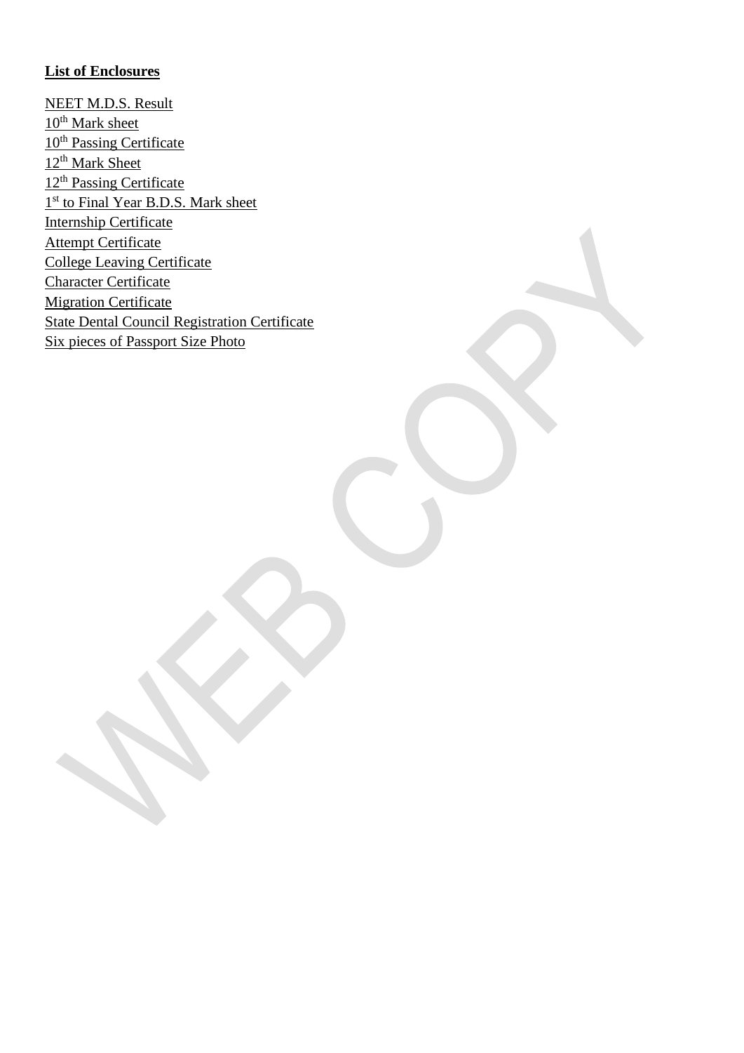**List of Enclosures**

NEET M.D.S. Result
10th Mark sheet
10th Passing Certificate
12th Mark Sheet
12th Passing Certificate
1st to Final Year B.D.S. Mark sheet
Internship Certificate
Attempt Certificate
College Leaving Certificate
Character Certificate
Migration Certificate
State Dental Council Registration Certificate
Six pieces of Passport Size Photo